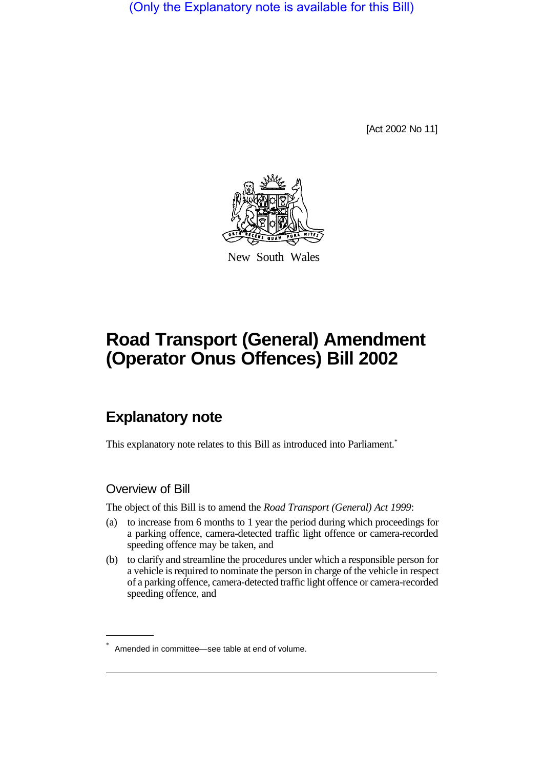(Only the Explanatory note is available for this Bill)

[Act 2002 No 11]

New South Wales

# Road Transport (General) Amendment (Operator Onus Offences) Bill 2002

## Explanatory note

This explanatory note relates to this Bill as introduced into Parliament.*

### Overview of Bill

The object of this Bill is to amend the *Road Transport (General) Act 1999*:

(a) to increase from 6 months to 1 year the period during which proceedings for a parking offence, camera-detected traffic light offence or camera-recorded speeding offence may be taken, and

(b) to clarify and streamline the procedures under which a responsible person for a vehicle is required to nominate the person in charge of the vehicle in respect of a parking offence, camera-detected traffic light offence or camera-recorded speeding offence, and

* Amended in committee—see table at end of volume.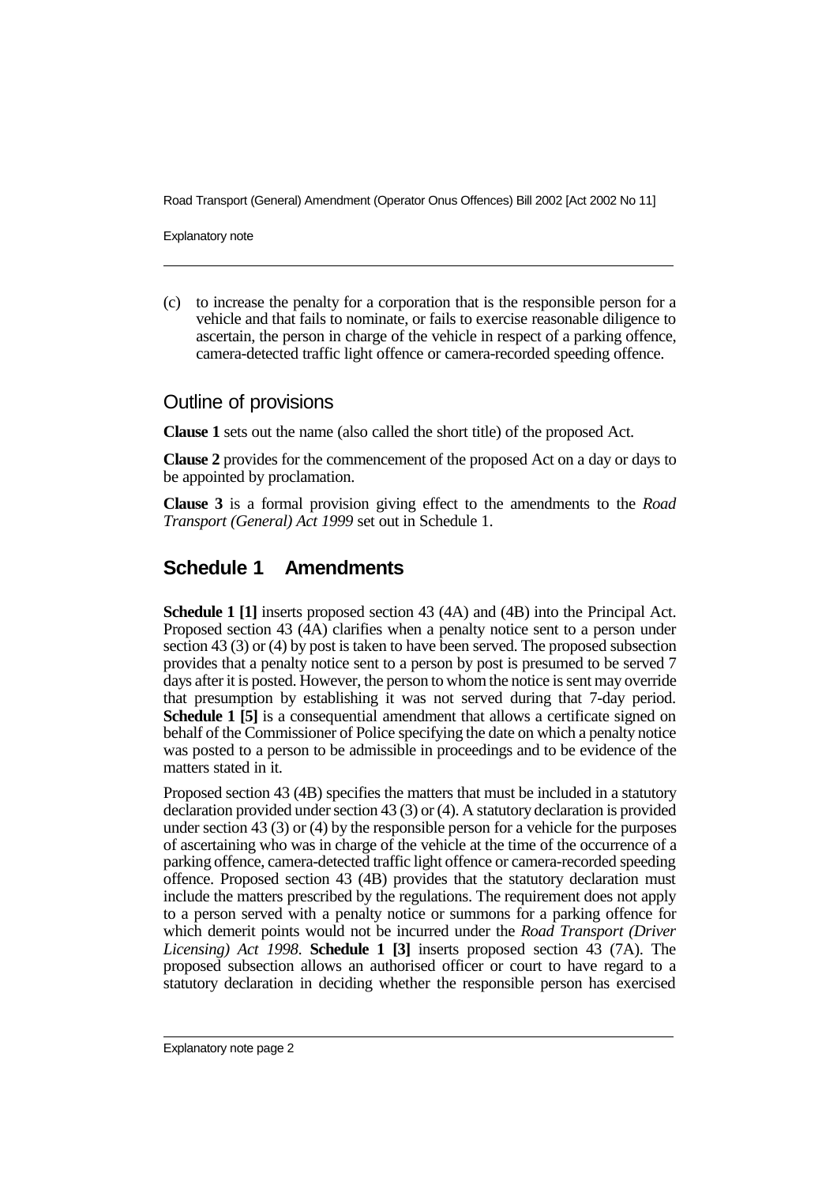(c) to increase the penalty for a corporation that is the responsible person for a vehicle and that fails to nominate, or fails to exercise reasonable diligence to ascertain, the person in charge of the vehicle in respect of a parking offence, camera-detected traffic light offence or camera-recorded speeding offence.

## Outline of provisions

**Clause 1** sets out the name (also called the short title) of the proposed Act.

**Clause 2** provides for the commencement of the proposed Act on a day or days to be appointed by proclamation.

**Clause 3** is a formal provision giving effect to the amendments to the *Road Transport (General) Act 1999* set out in Schedule 1.

## Schedule 1 Amendments

**Schedule 1 [1]** inserts proposed section 43 (4A) and (4B) into the Principal Act. Proposed section 43 (4A) clarifies when a penalty notice sent to a person under section 43 (3) or (4) by post is taken to have been served. The proposed subsection provides that a penalty notice sent to a person by post is presumed to be served 7 days after it is posted. However, the person to whom the notice is sent may override that presumption by establishing it was not served during that 7-day period. **Schedule 1 [5]** is a consequential amendment that allows a certificate signed on behalf of the Commissioner of Police specifying the date on which a penalty notice was posted to a person to be admissible in proceedings and to be evidence of the matters stated in it.

Proposed section 43 (4B) specifies the matters that must be included in a statutory declaration provided under section 43 (3) or (4). A statutory declaration is provided under section 43 (3) or (4) by the responsible person for a vehicle for the purposes of ascertaining who was in charge of the vehicle at the time of the occurrence of a parking offence, camera-detected traffic light offence or camera-recorded speeding offence. Proposed section 43 (4B) provides that the statutory declaration must include the matters prescribed by the regulations. The requirement does not apply to a person served with a penalty notice or summons for a parking offence for which demerit points would not be incurred under the *Road Transport (Driver Licensing) Act 1998*. **Schedule 1 [3]** inserts proposed section 43 (7A). The proposed subsection allows an authorised officer or court to have regard to a statutory declaration in deciding whether the responsible person has exercised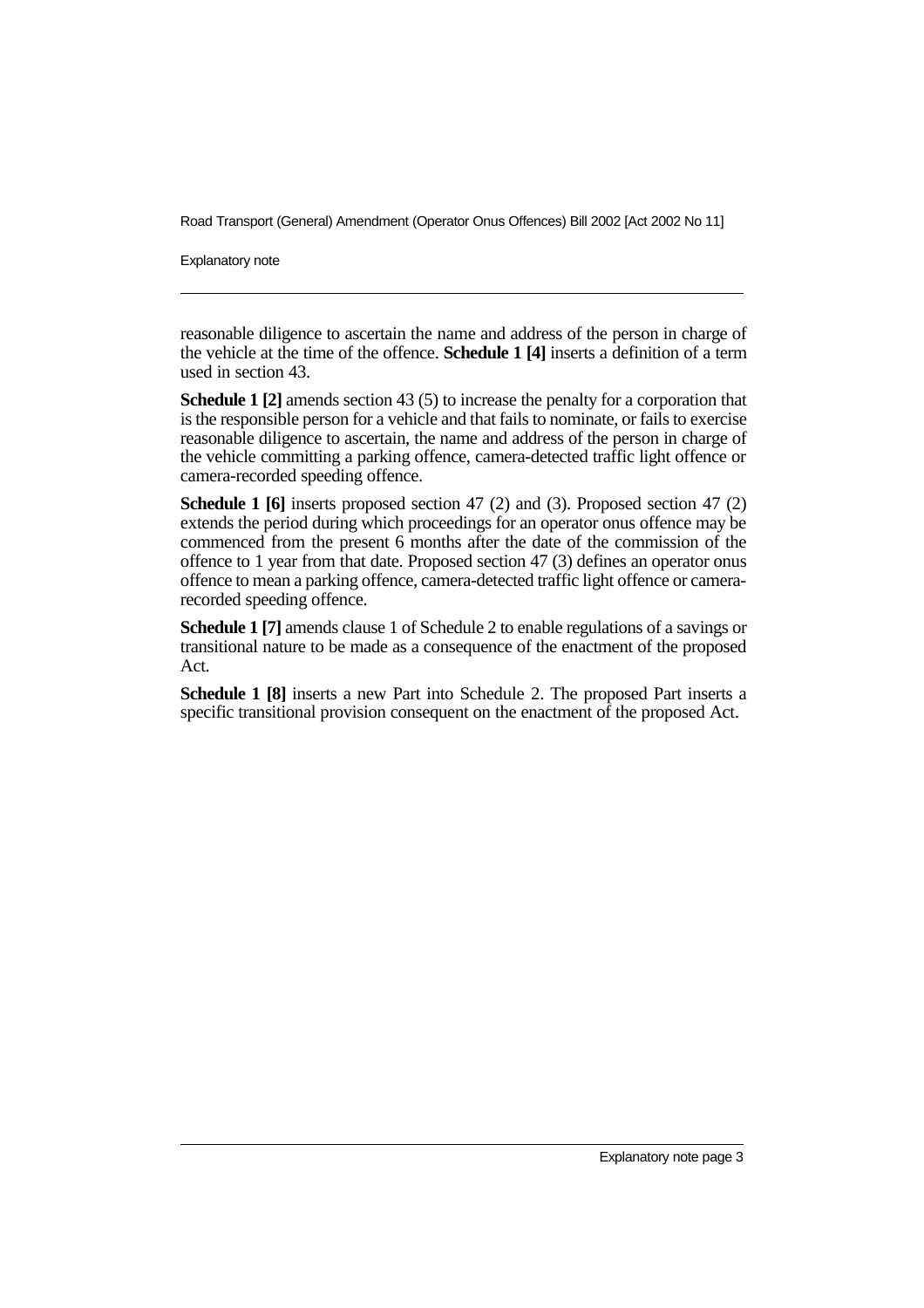reasonable diligence to ascertain the name and address of the person in charge of the vehicle at the time of the offence. **Schedule 1 [4]** inserts a definition of a term used in section 43.

**Schedule 1 [2]** amends section 43 (5) to increase the penalty for a corporation that is the responsible person for a vehicle and that fails to nominate, or fails to exercise reasonable diligence to ascertain, the name and address of the person in charge of the vehicle committing a parking offence, camera-detected traffic light offence or camera-recorded speeding offence.

**Schedule 1 [6]** inserts proposed section 47 (2) and (3). Proposed section 47 (2) extends the period during which proceedings for an operator onus offence may be commenced from the present 6 months after the date of the commission of the offence to 1 year from that date. Proposed section 47 (3) defines an operator onus offence to mean a parking offence, camera-detected traffic light offence or camera-recorded speeding offence.

**Schedule 1 [7]** amends clause 1 of Schedule 2 to enable regulations of a savings or transitional nature to be made as a consequence of the enactment of the proposed Act.

**Schedule 1 [8]** inserts a new Part into Schedule 2. The proposed Part inserts a specific transitional provision consequent on the enactment of the proposed Act.